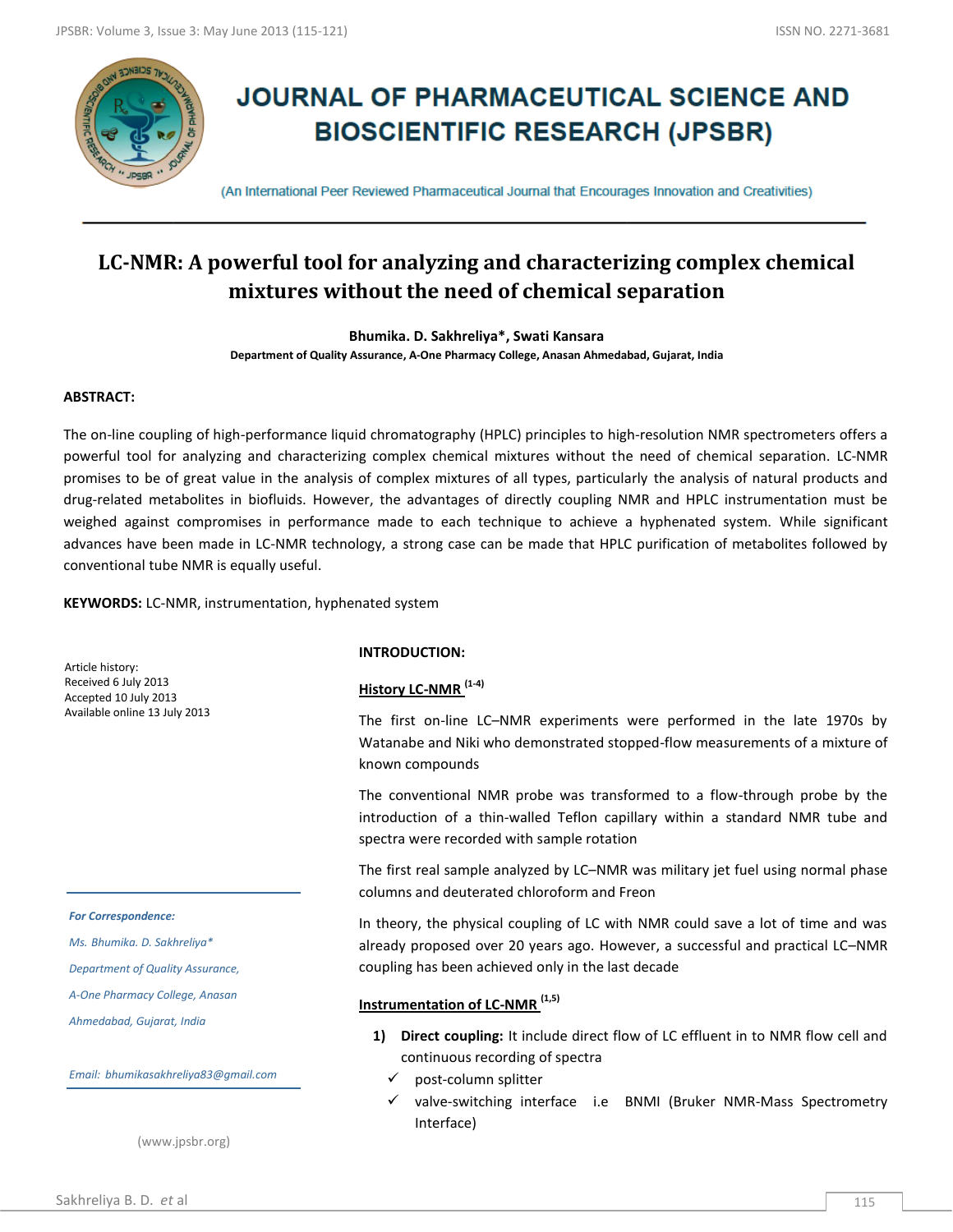# JOURNAL OF PHARMACEUTICAL SCIENCE AND BIOSCIENTIFIC RESEARCH (JPSBR)

(An International Peer Reviewed Pharmaceutical Journal that Encourages Innovation and Creativities)

## LC-NMR: A powerful tool for analyzing and characterizing complex chemical mixtures without the need of chemical separation

**Bhumika. D. Sakhreliya\*, Swati Kansara**

**Department of Quality Assurance, A-One Pharmacy College, Anasan Ahmedabad, Gujarat, India**

**ABSTRACT:**

The on-line coupling of high-performance liquid chromatography (HPLC) principles to high-resolution NMR spectrometers offers a powerful tool for analyzing and characterizing complex chemical mixtures without the need of chemical separation. LC-NMR promises to be of great value in the analysis of complex mixtures of all types, particularly the analysis of natural products and drug-related metabolites in biofluids. However, the advantages of directly coupling NMR and HPLC instrumentation must be weighed against compromises in performance made to each technique to achieve a hyphenated system. While significant advances have been made in LC-NMR technology, a strong case can be made that HPLC purification of metabolites followed by conventional tube NMR is equally useful.

**KEYWORDS:** LC-NMR, instrumentation, hyphenated system

Article history:
Received 6 July 2013
Accepted 10 July 2013
Available online 13 July 2013

*For Correspondence:*

*Ms. Bhumika. D. Sakhreliya\**

*Department of Quality Assurance,*

*A-One Pharmacy College, Anasan*

*Ahmedabad, Gujarat, India*

*Email: bhumikasakhreliya83@gmail.com*

(www.jpsbr.org)

### INTRODUCTION:

#### History LC-NMR [1-4]

The first on-line LC–NMR experiments were performed in the late 1970s by Watanabe and Niki who demonstrated stopped-flow measurements of a mixture of known compounds

The conventional NMR probe was transformed to a flow-through probe by the introduction of a thin-walled Teflon capillary within a standard NMR tube and spectra were recorded with sample rotation

The first real sample analyzed by LC–NMR was military jet fuel using normal phase columns and deuterated chloroform and Freon

In theory, the physical coupling of LC with NMR could save a lot of time and was already proposed over 20 years ago. However, a successful and practical LC–NMR coupling has been achieved only in the last decade

#### Instrumentation of LC-NMR [1,5]

1) **Direct coupling:** It include direct flow of LC effluent in to NMR flow cell and continuous recording of spectra
   - ✓ post-column splitter
   - ✓ valve-switching interface i.e BNMI (Bruker NMR-Mass Spectrometry Interface)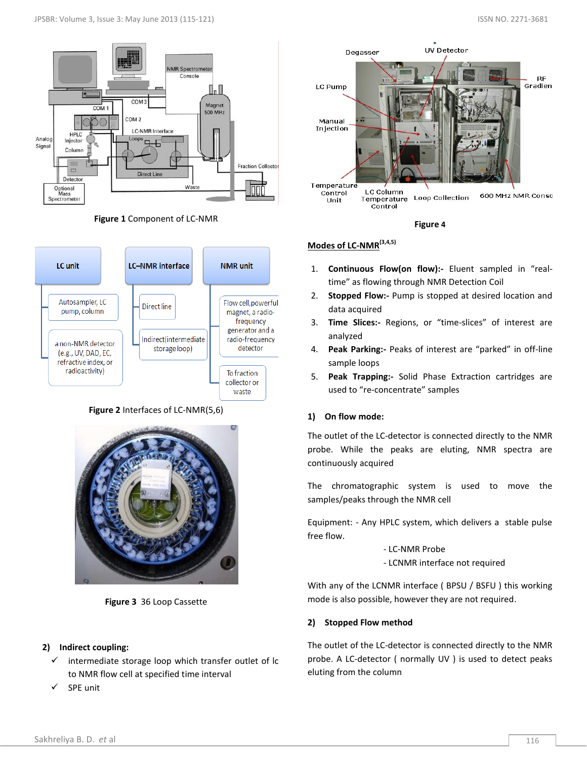Figure 1 Component of LC-NMR

Figure 2 Interfaces of LC-NMR(5,6)

Figure 3 36 Loop Cassette

**2) Indirect coupling:**

- ✓ intermediate storage loop which transfer outlet of lc to NMR flow cell at specified time interval
- ✓ SPE unit

Figure 4

## Modes of LC-NMR[3,4,5]

1. **Continuous Flow(on flow):-** Eluent sampled in "real-time" as flowing through NMR Detection Coil
2. **Stopped Flow:-** Pump is stopped at desired location and data acquired
3. **Time Slices:-** Regions, or "time-slices" of interest are analyzed
4. **Peak Parking:-** Peaks of interest are "parked" in off-line sample loops
5. **Peak Trapping:-** Solid Phase Extraction cartridges are used to "re-concentrate" samples

### 1) On flow mode:

The outlet of the LC-detector is connected directly to the NMR probe. While the peaks are eluting, NMR spectra are continuously acquired

The chromatographic system is used to move the samples/peaks through the NMR cell

Equipment: - Any HPLC system, which delivers a stable pulse free flow.

- LC-NMR Probe
- LCNMR interface not required

With any of the LCNMR interface ( BPSU / BSFU ) this working mode is also possible, however they are not required.

### 2) Stopped Flow method

The outlet of the LC-detector is connected directly to the NMR probe. A LC-detector ( normally UV ) is used to detect peaks eluting from the column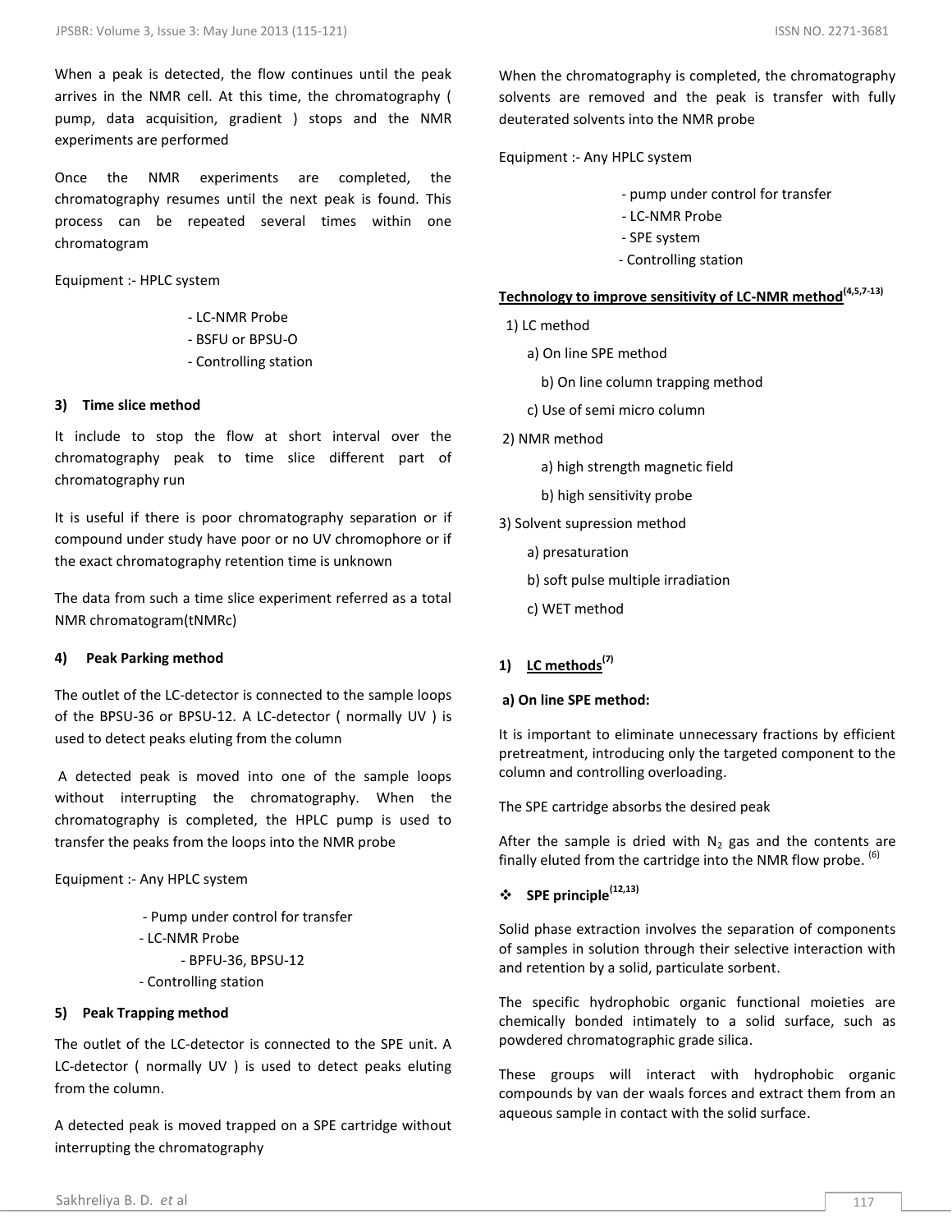When a peak is detected, the flow continues until the peak arrives in the NMR cell. At this time, the chromatography ( pump, data acquisition, gradient ) stops and the NMR experiments are performed

Once the NMR experiments are completed, the chromatography resumes until the next peak is found. This process can be repeated several times within one chromatogram

Equipment :- HPLC system

- LC-NMR Probe
- BSFU or BPSU-O
- Controlling station

#### 3) Time slice method

It include to stop the flow at short interval over the chromatography peak to time slice different part of chromatography run

It is useful if there is poor chromatography separation or if compound under study have poor or no UV chromophore or if the exact chromatography retention time is unknown

The data from such a time slice experiment referred as a total NMR chromatogram(tNMRc)

#### 4) Peak Parking method

The outlet of the LC-detector is connected to the sample loops of the BPSU-36 or BPSU-12. A LC-detector ( normally UV ) is used to detect peaks eluting from the column

A detected peak is moved into one of the sample loops without interrupting the chromatography. When the chromatography is completed, the HPLC pump is used to transfer the peaks from the loops into the NMR probe

Equipment :- Any HPLC system

- Pump under control for transfer
- LC-NMR Probe
  - BPFU-36, BPSU-12
- Controlling station

#### 5) Peak Trapping method

The outlet of the LC-detector is connected to the SPE unit. A LC-detector ( normally UV ) is used to detect peaks eluting from the column.

A detected peak is moved trapped on a SPE cartridge without interrupting the chromatography

When the chromatography is completed, the chromatography solvents are removed and the peak is transfer with fully deuterated solvents into the NMR probe

Equipment :- Any HPLC system

- pump under control for transfer
- LC-NMR Probe
- SPE system
- Controlling station

**Technology to improve sensitivity of LC-NMR method[4,5,7-13]**

1) LC method
   - a) On line SPE method
   - b) On line column trapping method
   - c) Use of semi micro column
2) NMR method
   - a) high strength magnetic field
   - b) high sensitivity probe
3) Solvent supression method
   - a) presaturation
   - b) soft pulse multiple irradiation
   - c) WET method

### 1) LC methods[7]

#### a) On line SPE method:

It is important to eliminate unnecessary fractions by efficient pretreatment, introducing only the targeted component to the column and controlling overloading.

The SPE cartridge absorbs the desired peak

After the sample is dried with $N_2$ gas and the contents are finally eluted from the cartridge into the NMR flow probe. [6]

- **SPE principle[12,13]**

Solid phase extraction involves the separation of components of samples in solution through their selective interaction with and retention by a solid, particulate sorbent.

The specific hydrophobic organic functional moieties are chemically bonded intimately to a solid surface, such as powdered chromatographic grade silica.

These groups will interact with hydrophobic organic compounds by van der waals forces and extract them from an aqueous sample in contact with the solid surface.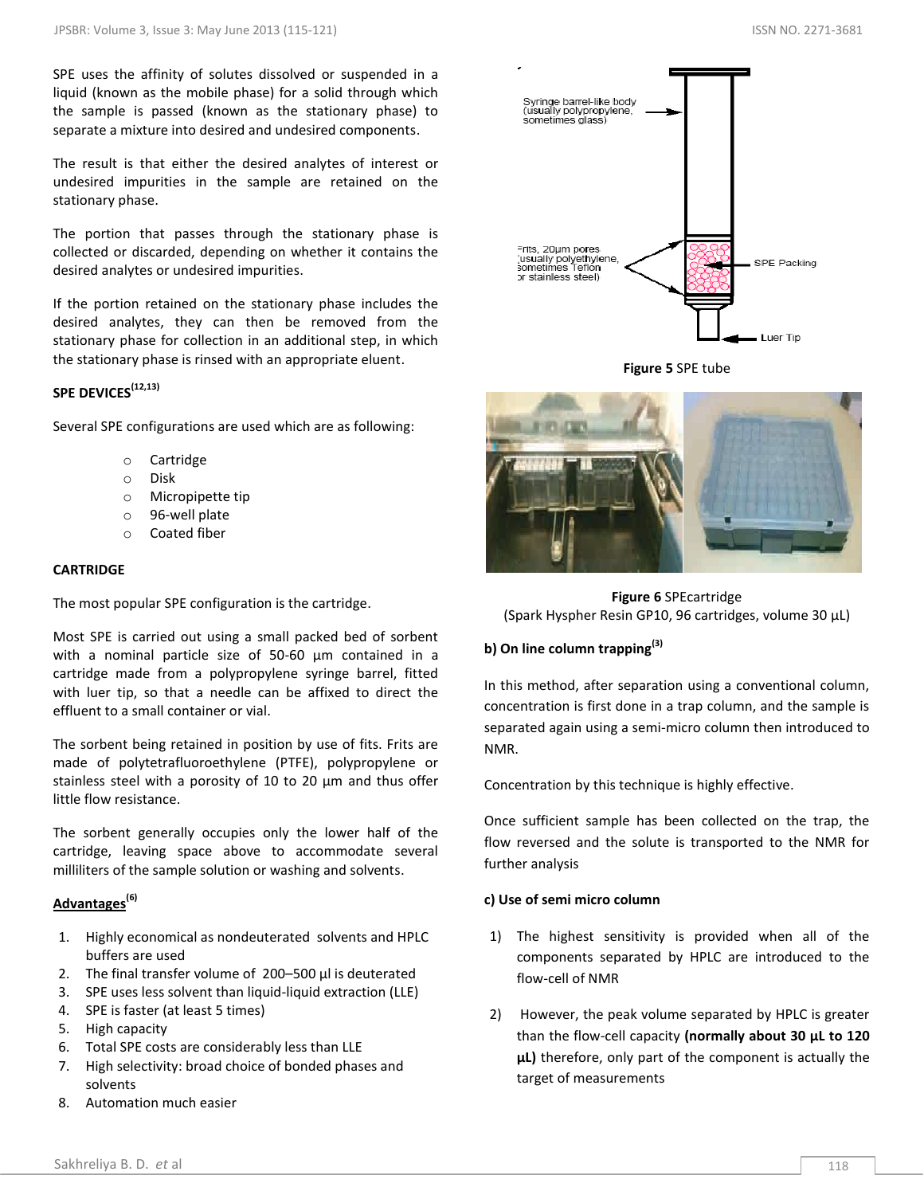SPE uses the affinity of solutes dissolved or suspended in a liquid (known as the mobile phase) for a solid through which the sample is passed (known as the stationary phase) to separate a mixture into desired and undesired components.

The result is that either the desired analytes of interest or undesired impurities in the sample are retained on the stationary phase.

The portion that passes through the stationary phase is collected or discarded, depending on whether it contains the desired analytes or undesired impurities.

If the portion retained on the stationary phase includes the desired analytes, they can then be removed from the stationary phase for collection in an additional step, in which the stationary phase is rinsed with an appropriate eluent.

**SPE DEVICES[12,13]**

Several SPE configurations are used which are as following:

- Cartridge
- Disk
- Micropipette tip
- 96-well plate
- Coated fiber

**CARTRIDGE**

The most popular SPE configuration is the cartridge.

Most SPE is carried out using a small packed bed of sorbent with a nominal particle size of 50-60 µm contained in a cartridge made from a polypropylene syringe barrel, fitted with luer tip, so that a needle can be affixed to direct the effluent to a small container or vial.

The sorbent being retained in position by use of fits. Frits are made of polytetrafluoroethylene (PTFE), polypropylene or stainless steel with a porosity of 10 to 20 µm and thus offer little flow resistance.

The sorbent generally occupies only the lower half of the cartridge, leaving space above to accommodate several milliliters of the sample solution or washing and solvents.

**Advantages[6]**

1. Highly economical as nondeuterated solvents and HPLC buffers are used
2. The final transfer volume of 200–500 µl is deuterated
3. SPE uses less solvent than liquid-liquid extraction (LLE)
4. SPE is faster (at least 5 times)
5. High capacity
6. Total SPE costs are considerably less than LLE
7. High selectivity: broad choice of bonded phases and solvents
8. Automation much easier

Syringe barrel-like body (usually polypropylene, sometimes glass)

Frits, 20µm pores (usually polyethylene, sometimes Teflon or stainless steel)

SPE Packing

Luer Tip

**Figure 5** SPE tube

**Figure 6** SPEcartridge
(Spark Hyspher Resin GP10, 96 cartridges, volume 30 µL)

**b) On line column trapping[3]**

In this method, after separation using a conventional column, concentration is first done in a trap column, and the sample is separated again using a semi-micro column then introduced to NMR.

Concentration by this technique is highly effective.

Once sufficient sample has been collected on the trap, the flow reversed and the solute is transported to the NMR for further analysis

**c) Use of semi micro column**

1) The highest sensitivity is provided when all of the components separated by HPLC are introduced to the flow-cell of NMR

2) However, the peak volume separated by HPLC is greater than the flow-cell capacity **(normally about 30 µL to 120 µL)** therefore, only part of the component is actually the target of measurements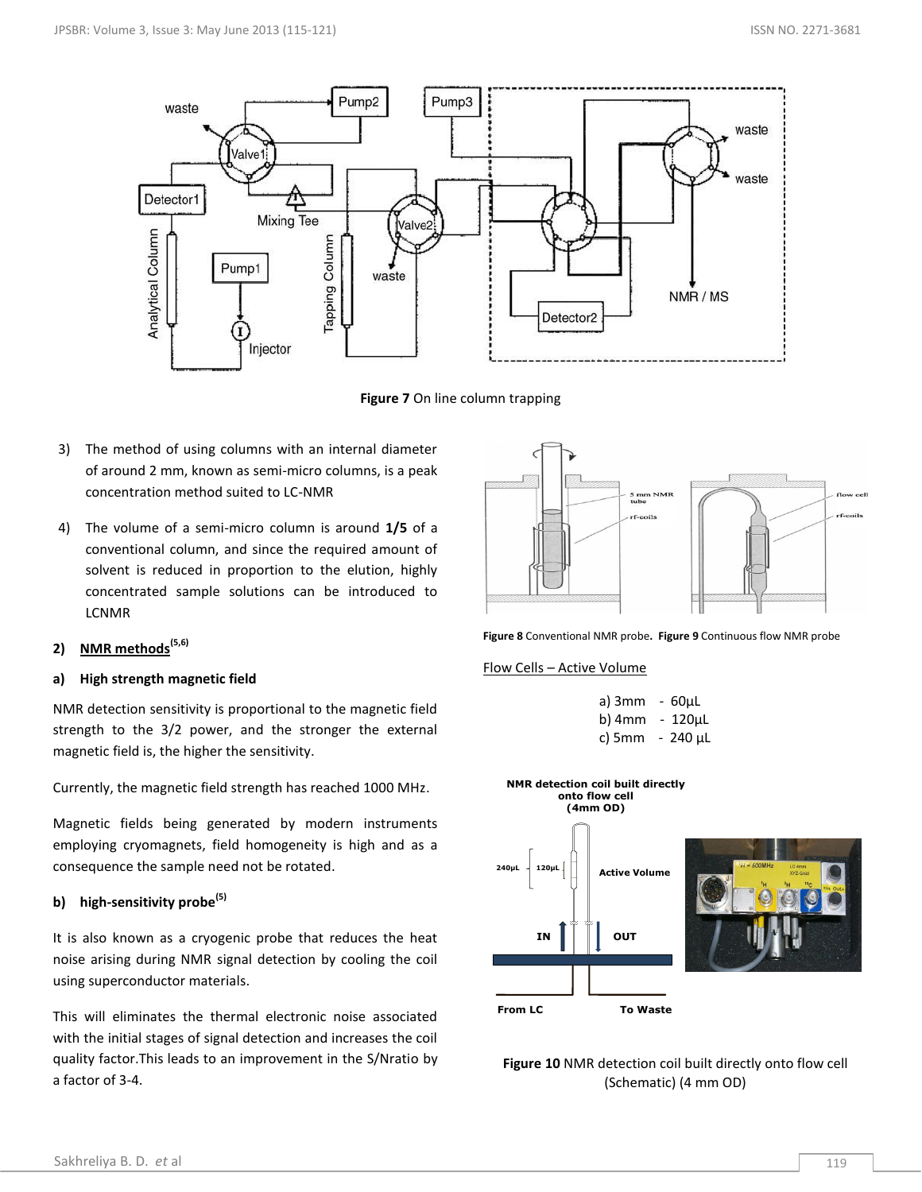Figure 7 On line column trapping

3) The method of using columns with an internal diameter of around 2 mm, known as semi-micro columns, is a peak concentration method suited to LC-NMR

4) The volume of a semi-micro column is around **1/5** of a conventional column, and since the required amount of solvent is reduced in proportion to the elution, highly concentrated sample solutions can be introduced to LCNMR

## 2) NMR methods[5,6]

### a) High strength magnetic field

NMR detection sensitivity is proportional to the magnetic field strength to the 3/2 power, and the stronger the external magnetic field is, the higher the sensitivity.

Currently, the magnetic field strength has reached 1000 MHz.

Magnetic fields being generated by modern instruments employing cryomagnets, field homogeneity is high and as a consequence the sample need not be rotated.

### b) high-sensitivity probe[5]

It is also known as a cryogenic probe that reduces the heat noise arising during NMR signal detection by cooling the coil using superconductor materials.

This will eliminates the thermal electronic noise associated with the initial stages of signal detection and increases the coil quality factor.This leads to an improvement in the S/Nratio by a factor of 3-4.

**Figure 8** Conventional NMR probe. **Figure 9** Continuous flow NMR probe

Flow Cells – Active Volume

a) 3mm - 60μL
b) 4mm - 120μL
c) 5mm - 240 μL

**Figure 10** NMR detection coil built directly onto flow cell (Schematic) (4 mm OD)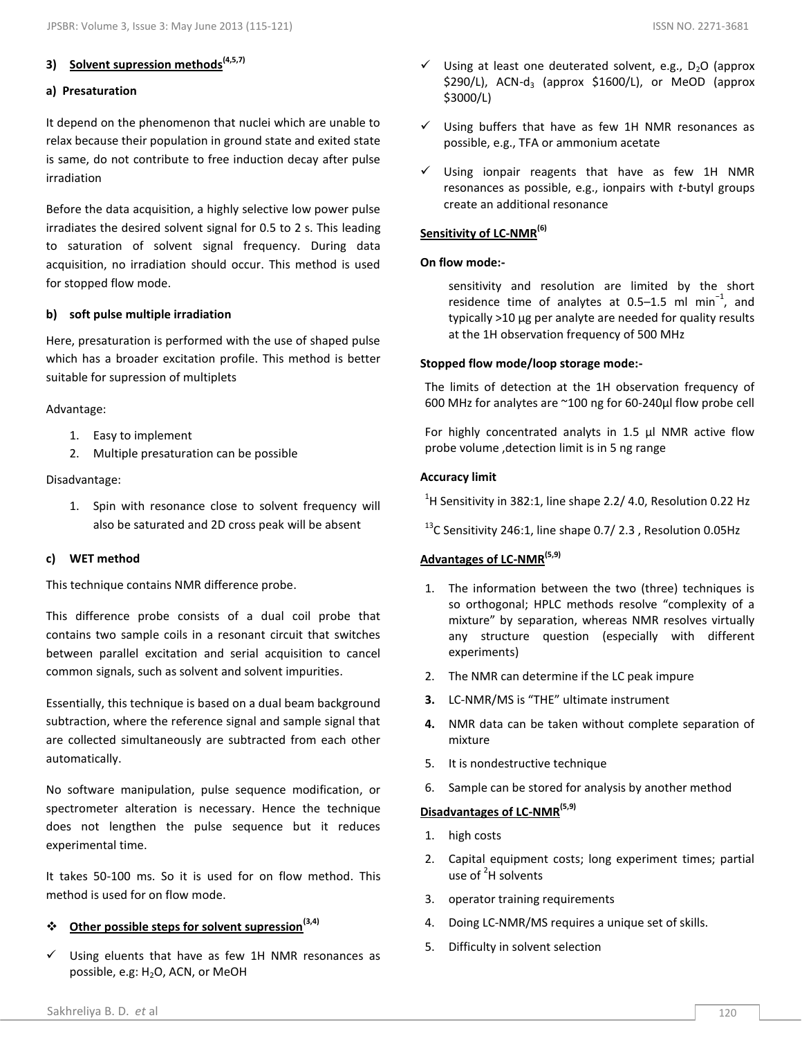### 3) Solvent supression methods[4,5,7]

#### a) Presaturation

It depend on the phenomenon that nuclei which are unable to relax because their population in ground state and exited state is same, do not contribute to free induction decay after pulse irradiation

Before the data acquisition, a highly selective low power pulse irradiates the desired solvent signal for 0.5 to 2 s. This leading to saturation of solvent signal frequency. During data acquisition, no irradiation should occur. This method is used for stopped flow mode.

#### b) soft pulse multiple irradiation

Here, presaturation is performed with the use of shaped pulse which has a broader excitation profile. This method is better suitable for supression of multiplets

Advantage:

1. Easy to implement
2. Multiple presaturation can be possible

Disadvantage:

1. Spin with resonance close to solvent frequency will also be saturated and 2D cross peak will be absent

#### c) WET method

This technique contains NMR difference probe.

This difference probe consists of a dual coil probe that contains two sample coils in a resonant circuit that switches between parallel excitation and serial acquisition to cancel common signals, such as solvent and solvent impurities.

Essentially, this technique is based on a dual beam background subtraction, where the reference signal and sample signal that are collected simultaneously are subtracted from each other automatically.

No software manipulation, pulse sequence modification, or spectrometer alteration is necessary. Hence the technique does not lengthen the pulse sequence but it reduces experimental time.

It takes 50-100 ms. So it is used for on flow method. This method is used for on flow mode.

### Other possible steps for solvent supression[3,4]

- Using eluents that have as few 1H NMR resonances as possible, e.g: $H_2O$, ACN, or MeOH
- Using at least one deuterated solvent, e.g., $D_2O$ (approx \$290/L), ACN-$d_3$ (approx \$1600/L), or MeOD (approx \$3000/L)
- Using buffers that have as few 1H NMR resonances as possible, e.g., TFA or ammonium acetate
- Using ionpair reagents that have as few 1H NMR resonances as possible, e.g., ionpairs with *t*-butyl groups create an additional resonance

### Sensitivity of LC-NMR[6]

**On flow mode:-**

sensitivity and resolution are limited by the short residence time of analytes at 0.5–1.5 ml $min^{-1}$, and typically >10 μg per analyte are needed for quality results at the 1H observation frequency of 500 MHz

**Stopped flow mode/loop storage mode:-**

The limits of detection at the 1H observation frequency of 600 MHz for analytes are ~100 ng for 60-240μl flow probe cell

For highly concentrated analyts in 1.5 μl NMR active flow probe volume ,detection limit is in 5 ng range

**Accuracy limit**

$^1$H Sensitivity in 382:1, line shape 2.2/ 4.0, Resolution 0.22 Hz

$^{13}$C Sensitivity 246:1, line shape 0.7/ 2.3 , Resolution 0.05Hz

### Advantages of LC-NMR[5,9]

1. The information between the two (three) techniques is so orthogonal; HPLC methods resolve "complexity of a mixture" by separation, whereas NMR resolves virtually any structure question (especially with different experiments)
2. The NMR can determine if the LC peak impure
3. LC-NMR/MS is "THE" ultimate instrument
4. NMR data can be taken without complete separation of mixture
5. It is nondestructive technique
6. Sample can be stored for analysis by another method

### Disadvantages of LC-NMR[5,9]

1. high costs
2. Capital equipment costs; long experiment times; partial use of $^2$H solvents
3. operator training requirements
4. Doing LC-NMR/MS requires a unique set of skills.
5. Difficulty in solvent selection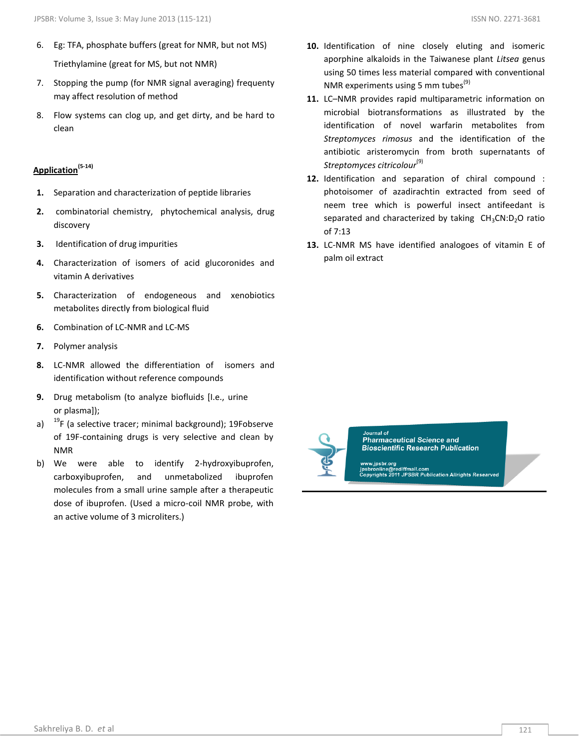6. Eg: TFA, phosphate buffers (great for NMR, but not MS)

   Triethylamine (great for MS, but not NMR)
7. Stopping the pump (for NMR signal averaging) frequenty may affect resolution of method
8. Flow systems can clog up, and get dirty, and be hard to clean

## Application[5-14]

1. Separation and characterization of peptide libraries
2. combinatorial chemistry, phytochemical analysis, drug discovery
3. Identification of drug impurities
4. Characterization of isomers of acid glucoronides and vitamin A derivatives
5. Characterization of endogeneous and xenobiotics metabolites directly from biological fluid
6. Combination of LC-NMR and LC-MS
7. Polymer analysis
8. LC-NMR allowed the differentiation of isomers and identification without reference compounds
9. Drug metabolism (to analyze biofluids [I.e., urine or plasma]);

a) $^{19}F$ (a selective tracer; minimal background); 19Fobserve of 19F-containing drugs is very selective and clean by NMR

b) We were able to identify 2-hydroxyibuprofen, carboxyibuprofen, and unmetabolized ibuprofen molecules from a small urine sample after a therapeutic dose of ibuprofen. (Used a micro-coil NMR probe, with an active volume of 3 microliters.)

10. Identification of nine closely eluting and isomeric aporphine alkaloids in the Taiwanese plant *Litsea* genus using 50 times less material compared with conventional NMR experiments using 5 mm tubes[9]
11. LC–NMR provides rapid multiparametric information on microbial biotransformations as illustrated by the identification of novel warfarin metabolites from *Streptomyces rimosus* and the identification of the antibiotic aristeromycin from broth supernatants of *Streptomyces citricolour*[9]
12. Identification and separation of chiral compound : photoisomer of azadirachtin extracted from seed of neem tree which is powerful insect antifeedant is separated and characterized by taking $CH_3CN$:$D_2O$ ratio of 7:13
13. LC-NMR MS have identified analogoes of vitamin E of palm oil extract

Journal of
Pharmaceutical Science and
Bioscientific Research Publication
www.jpsbr.org
jpsbronline@rediffmail.com
Copyrights 2011 JPSBR Publication Allrights Researved